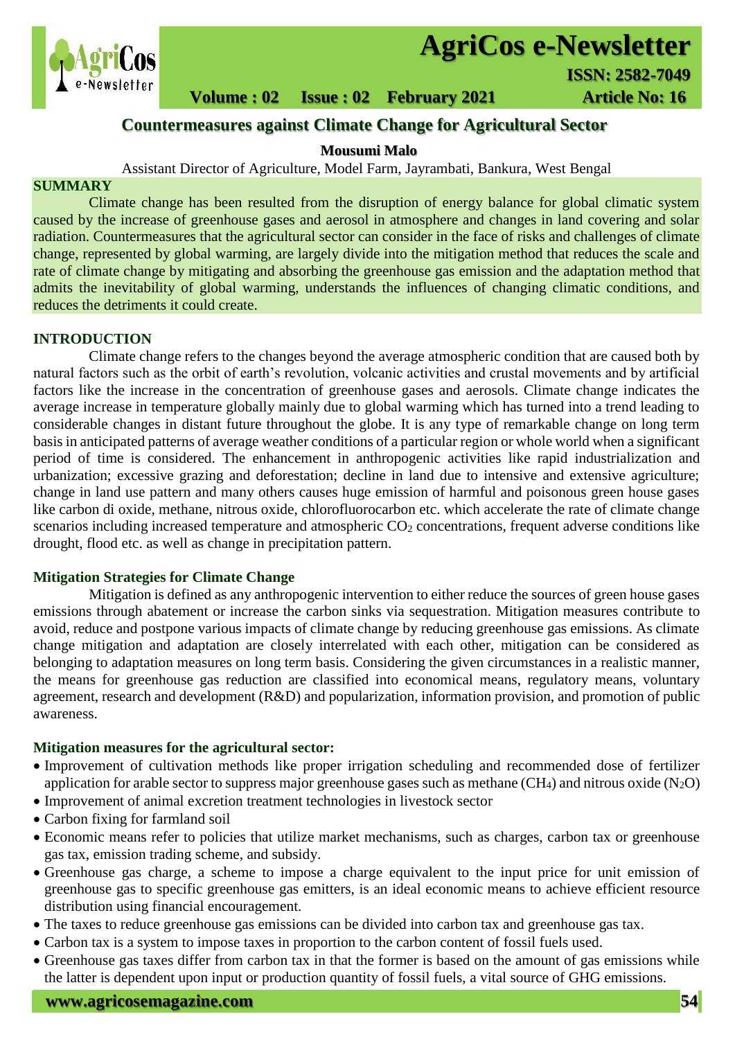# Countermeasures against Climate Change for Agricultural Sector

**Mousumi Malo**

Assistant Director of Agriculture, Model Farm, Jayrambati, Bankura, West Bengal

## SUMMARY

Climate change has been resulted from the disruption of energy balance for global climatic system caused by the increase of greenhouse gases and aerosol in atmosphere and changes in land covering and solar radiation. Countermeasures that the agricultural sector can consider in the face of risks and challenges of climate change, represented by global warming, are largely divide into the mitigation method that reduces the scale and rate of climate change by mitigating and absorbing the greenhouse gas emission and the adaptation method that admits the inevitability of global warming, understands the influences of changing climatic conditions, and reduces the detriments it could create.

## INTRODUCTION

Climate change refers to the changes beyond the average atmospheric condition that are caused both by natural factors such as the orbit of earth's revolution, volcanic activities and crustal movements and by artificial factors like the increase in the concentration of greenhouse gases and aerosols. Climate change indicates the average increase in temperature globally mainly due to global warming which has turned into a trend leading to considerable changes in distant future throughout the globe. It is any type of remarkable change on long term basis in anticipated patterns of average weather conditions of a particular region or whole world when a significant period of time is considered. The enhancement in anthropogenic activities like rapid industrialization and urbanization; excessive grazing and deforestation; decline in land due to intensive and extensive agriculture; change in land use pattern and many others causes huge emission of harmful and poisonous green house gases like carbon di oxide, methane, nitrous oxide, chlorofluorocarbon etc. which accelerate the rate of climate change scenarios including increased temperature and atmospheric $CO_2$ concentrations, frequent adverse conditions like drought, flood etc. as well as change in precipitation pattern.

### Mitigation Strategies for Climate Change

Mitigation is defined as any anthropogenic intervention to either reduce the sources of green house gases emissions through abatement or increase the carbon sinks via sequestration. Mitigation measures contribute to avoid, reduce and postpone various impacts of climate change by reducing greenhouse gas emissions. As climate change mitigation and adaptation are closely interrelated with each other, mitigation can be considered as belonging to adaptation measures on long term basis. Considering the given circumstances in a realistic manner, the means for greenhouse gas reduction are classified into economical means, regulatory means, voluntary agreement, research and development (R&D) and popularization, information provision, and promotion of public awareness.

### Mitigation measures for the agricultural sector:

- Improvement of cultivation methods like proper irrigation scheduling and recommended dose of fertilizer application for arable sector to suppress major greenhouse gases such as methane ($CH_4$) and nitrous oxide ($N_2O$)
- Improvement of animal excretion treatment technologies in livestock sector
- Carbon fixing for farmland soil
- Economic means refer to policies that utilize market mechanisms, such as charges, carbon tax or greenhouse gas tax, emission trading scheme, and subsidy.
- Greenhouse gas charge, a scheme to impose a charge equivalent to the input price for unit emission of greenhouse gas to specific greenhouse gas emitters, is an ideal economic means to achieve efficient resource distribution using financial encouragement.
- The taxes to reduce greenhouse gas emissions can be divided into carbon tax and greenhouse gas tax.
- Carbon tax is a system to impose taxes in proportion to the carbon content of fossil fuels used.
- Greenhouse gas taxes differ from carbon tax in that the former is based on the amount of gas emissions while the latter is dependent upon input or production quantity of fossil fuels, a vital source of GHG emissions.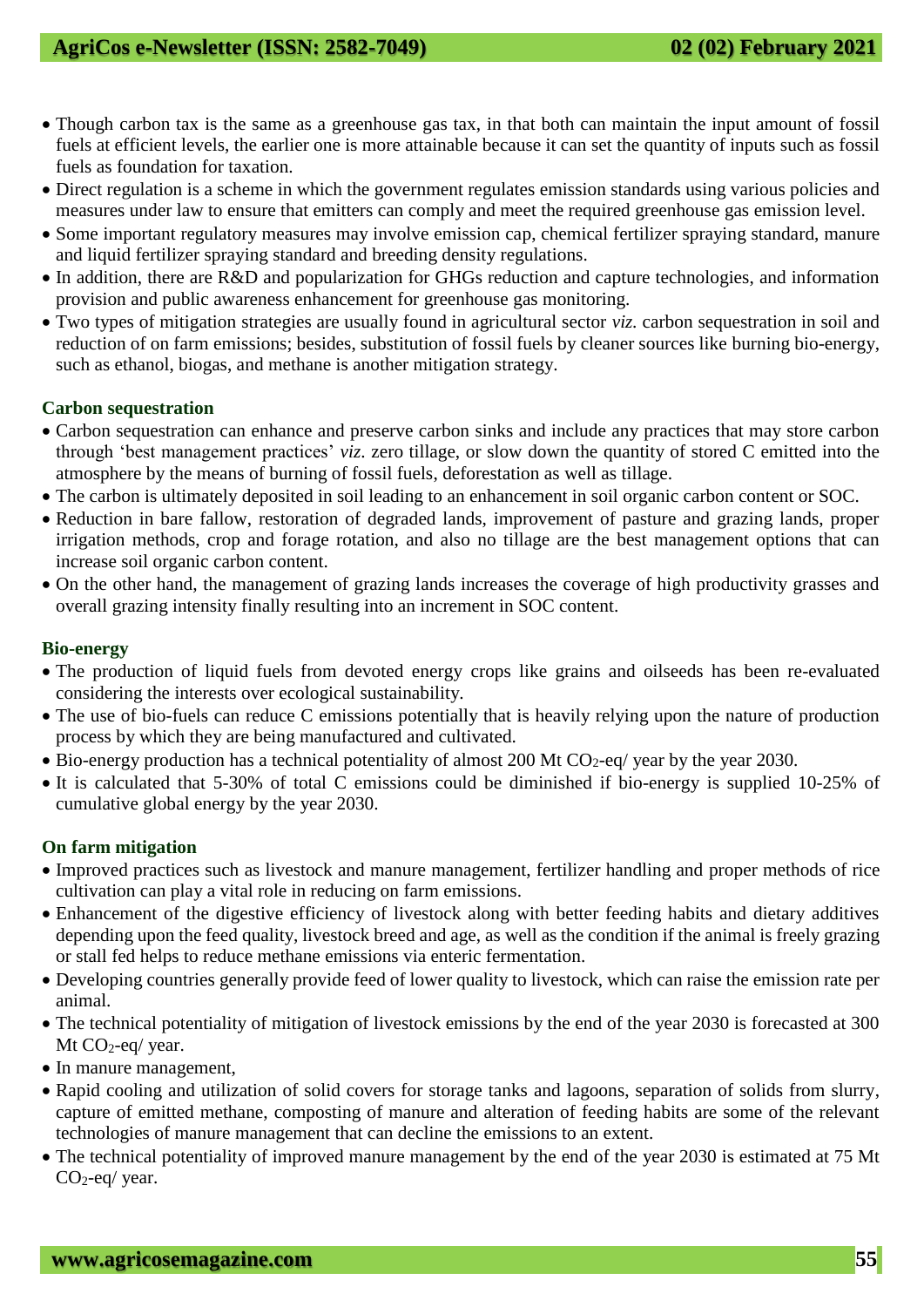- Though carbon tax is the same as a greenhouse gas tax, in that both can maintain the input amount of fossil fuels at efficient levels, the earlier one is more attainable because it can set the quantity of inputs such as fossil fuels as foundation for taxation.
- Direct regulation is a scheme in which the government regulates emission standards using various policies and measures under law to ensure that emitters can comply and meet the required greenhouse gas emission level.
- Some important regulatory measures may involve emission cap, chemical fertilizer spraying standard, manure and liquid fertilizer spraying standard and breeding density regulations.
- In addition, there are R&D and popularization for GHGs reduction and capture technologies, and information provision and public awareness enhancement for greenhouse gas monitoring.
- Two types of mitigation strategies are usually found in agricultural sector *viz.* carbon sequestration in soil and reduction of on farm emissions; besides, substitution of fossil fuels by cleaner sources like burning bio-energy, such as ethanol, biogas, and methane is another mitigation strategy.

**Carbon sequestration**

- Carbon sequestration can enhance and preserve carbon sinks and include any practices that may store carbon through 'best management practices' *viz*. zero tillage, or slow down the quantity of stored C emitted into the atmosphere by the means of burning of fossil fuels, deforestation as well as tillage.
- The carbon is ultimately deposited in soil leading to an enhancement in soil organic carbon content or SOC.
- Reduction in bare fallow, restoration of degraded lands, improvement of pasture and grazing lands, proper irrigation methods, crop and forage rotation, and also no tillage are the best management options that can increase soil organic carbon content.
- On the other hand, the management of grazing lands increases the coverage of high productivity grasses and overall grazing intensity finally resulting into an increment in SOC content.

**Bio-energy**

- The production of liquid fuels from devoted energy crops like grains and oilseeds has been re-evaluated considering the interests over ecological sustainability.
- The use of bio-fuels can reduce C emissions potentially that is heavily relying upon the nature of production process by which they are being manufactured and cultivated.
- Bio-energy production has a technical potentiality of almost 200 Mt $CO_2$-eq/ year by the year 2030.
- It is calculated that 5-30% of total C emissions could be diminished if bio-energy is supplied 10-25% of cumulative global energy by the year 2030.

**On farm mitigation**

- Improved practices such as livestock and manure management, fertilizer handling and proper methods of rice cultivation can play a vital role in reducing on farm emissions.
- Enhancement of the digestive efficiency of livestock along with better feeding habits and dietary additives depending upon the feed quality, livestock breed and age, as well as the condition if the animal is freely grazing or stall fed helps to reduce methane emissions via enteric fermentation.
- Developing countries generally provide feed of lower quality to livestock, which can raise the emission rate per animal.
- The technical potentiality of mitigation of livestock emissions by the end of the year 2030 is forecasted at 300 Mt $CO_2$-eq/ year.
- In manure management,
- Rapid cooling and utilization of solid covers for storage tanks and lagoons, separation of solids from slurry, capture of emitted methane, composting of manure and alteration of feeding habits are some of the relevant technologies of manure management that can decline the emissions to an extent.
- The technical potentiality of improved manure management by the end of the year 2030 is estimated at 75 Mt $CO_2$-eq/ year.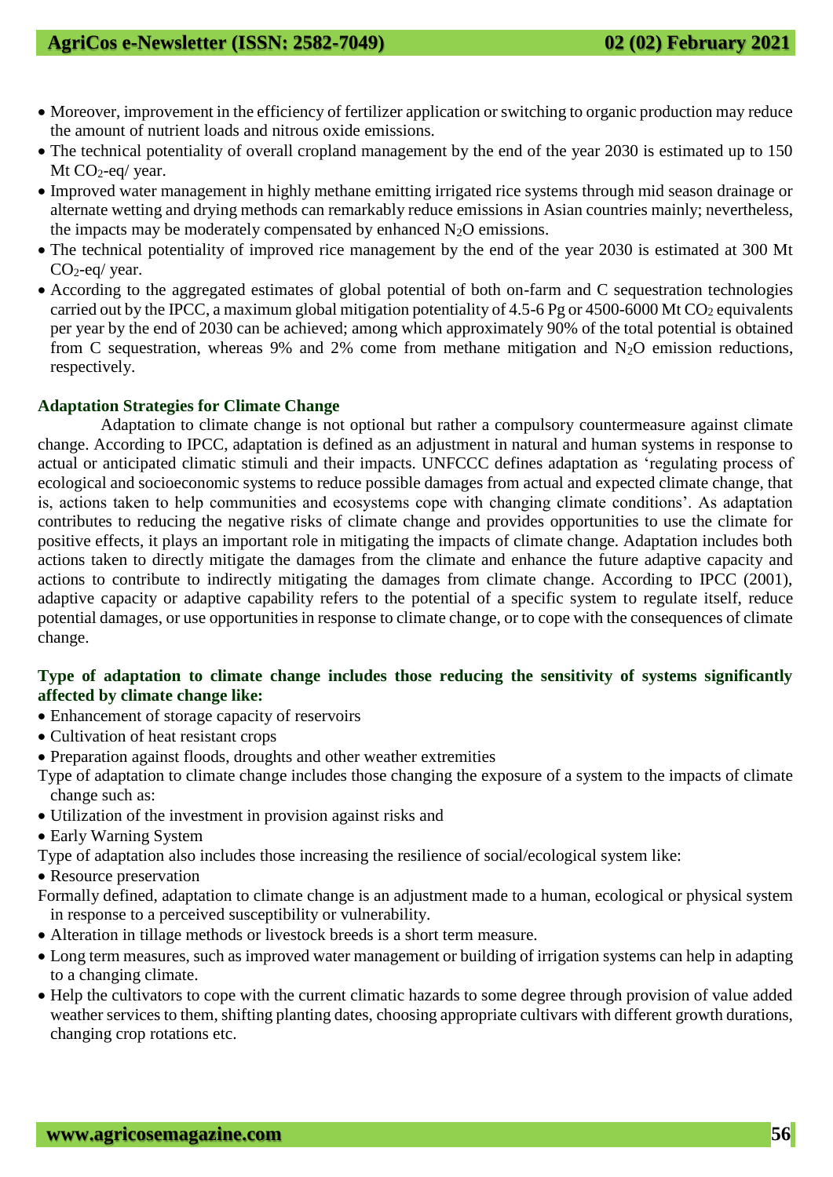- Moreover, improvement in the efficiency of fertilizer application or switching to organic production may reduce the amount of nutrient loads and nitrous oxide emissions.
- The technical potentiality of overall cropland management by the end of the year 2030 is estimated up to 150 Mt $CO_2$-eq/ year.
- Improved water management in highly methane emitting irrigated rice systems through mid season drainage or alternate wetting and drying methods can remarkably reduce emissions in Asian countries mainly; nevertheless, the impacts may be moderately compensated by enhanced $N_2O$ emissions.
- The technical potentiality of improved rice management by the end of the year 2030 is estimated at 300 Mt $CO_2$-eq/ year.
- According to the aggregated estimates of global potential of both on-farm and C sequestration technologies carried out by the IPCC, a maximum global mitigation potentiality of 4.5-6 Pg or 4500-6000 Mt $CO_2$ equivalents per year by the end of 2030 can be achieved; among which approximately 90% of the total potential is obtained from C sequestration, whereas 9% and 2% come from methane mitigation and $N_2O$ emission reductions, respectively.

**Adaptation Strategies for Climate Change**

Adaptation to climate change is not optional but rather a compulsory countermeasure against climate change. According to IPCC, adaptation is defined as an adjustment in natural and human systems in response to actual or anticipated climatic stimuli and their impacts. UNFCCC defines adaptation as 'regulating process of ecological and socioeconomic systems to reduce possible damages from actual and expected climate change, that is, actions taken to help communities and ecosystems cope with changing climate conditions'. As adaptation contributes to reducing the negative risks of climate change and provides opportunities to use the climate for positive effects, it plays an important role in mitigating the impacts of climate change. Adaptation includes both actions taken to directly mitigate the damages from the climate and enhance the future adaptive capacity and actions to contribute to indirectly mitigating the damages from climate change. According to IPCC (2001), adaptive capacity or adaptive capability refers to the potential of a specific system to regulate itself, reduce potential damages, or use opportunities in response to climate change, or to cope with the consequences of climate change.

**Type of adaptation to climate change includes those reducing the sensitivity of systems significantly affected by climate change like:**

- Enhancement of storage capacity of reservoirs
- Cultivation of heat resistant crops
- Preparation against floods, droughts and other weather extremities

Type of adaptation to climate change includes those changing the exposure of a system to the impacts of climate change such as:

- Utilization of the investment in provision against risks and
- Early Warning System

Type of adaptation also includes those increasing the resilience of social/ecological system like:

- Resource preservation

Formally defined, adaptation to climate change is an adjustment made to a human, ecological or physical system in response to a perceived susceptibility or vulnerability.

- Alteration in tillage methods or livestock breeds is a short term measure.
- Long term measures, such as improved water management or building of irrigation systems can help in adapting to a changing climate.
- Help the cultivators to cope with the current climatic hazards to some degree through provision of value added weather services to them, shifting planting dates, choosing appropriate cultivars with different growth durations, changing crop rotations etc.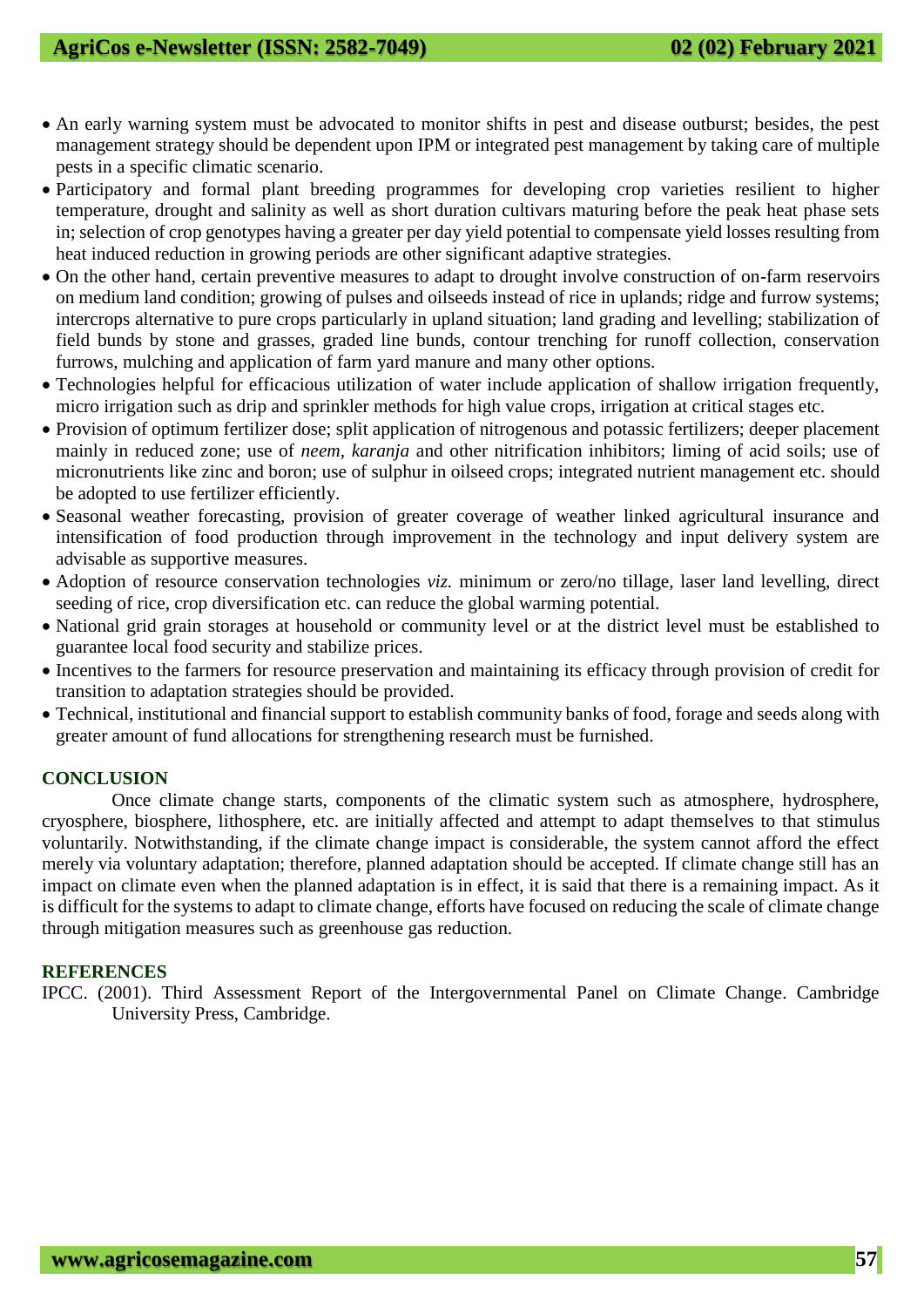- An early warning system must be advocated to monitor shifts in pest and disease outburst; besides, the pest management strategy should be dependent upon IPM or integrated pest management by taking care of multiple pests in a specific climatic scenario.
- Participatory and formal plant breeding programmes for developing crop varieties resilient to higher temperature, drought and salinity as well as short duration cultivars maturing before the peak heat phase sets in; selection of crop genotypes having a greater per day yield potential to compensate yield losses resulting from heat induced reduction in growing periods are other significant adaptive strategies.
- On the other hand, certain preventive measures to adapt to drought involve construction of on-farm reservoirs on medium land condition; growing of pulses and oilseeds instead of rice in uplands; ridge and furrow systems; intercrops alternative to pure crops particularly in upland situation; land grading and levelling; stabilization of field bunds by stone and grasses, graded line bunds, contour trenching for runoff collection, conservation furrows, mulching and application of farm yard manure and many other options.
- Technologies helpful for efficacious utilization of water include application of shallow irrigation frequently, micro irrigation such as drip and sprinkler methods for high value crops, irrigation at critical stages etc.
- Provision of optimum fertilizer dose; split application of nitrogenous and potassic fertilizers; deeper placement mainly in reduced zone; use of *neem*, *karanja* and other nitrification inhibitors; liming of acid soils; use of micronutrients like zinc and boron; use of sulphur in oilseed crops; integrated nutrient management etc. should be adopted to use fertilizer efficiently.
- Seasonal weather forecasting, provision of greater coverage of weather linked agricultural insurance and intensification of food production through improvement in the technology and input delivery system are advisable as supportive measures.
- Adoption of resource conservation technologies *viz.* minimum or zero/no tillage, laser land levelling, direct seeding of rice, crop diversification etc. can reduce the global warming potential.
- National grid grain storages at household or community level or at the district level must be established to guarantee local food security and stabilize prices.
- Incentives to the farmers for resource preservation and maintaining its efficacy through provision of credit for transition to adaptation strategies should be provided.
- Technical, institutional and financial support to establish community banks of food, forage and seeds along with greater amount of fund allocations for strengthening research must be furnished.

## CONCLUSION

Once climate change starts, components of the climatic system such as atmosphere, hydrosphere, cryosphere, biosphere, lithosphere, etc. are initially affected and attempt to adapt themselves to that stimulus voluntarily. Notwithstanding, if the climate change impact is considerable, the system cannot afford the effect merely via voluntary adaptation; therefore, planned adaptation should be accepted. If climate change still has an impact on climate even when the planned adaptation is in effect, it is said that there is a remaining impact. As it is difficult for the systems to adapt to climate change, efforts have focused on reducing the scale of climate change through mitigation measures such as greenhouse gas reduction.

## REFERENCES

IPCC. (2001). Third Assessment Report of the Intergovernmental Panel on Climate Change. Cambridge University Press, Cambridge.